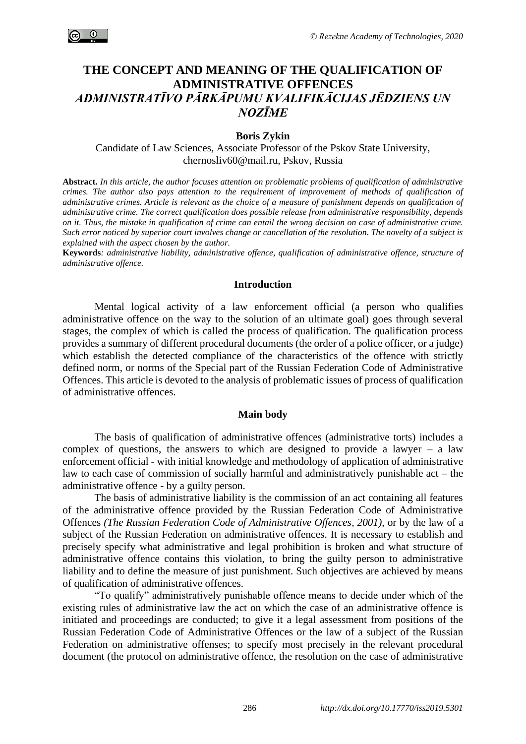# THE CONCEPT AND MEANING OF THE QUALIFICATION OF ADMINISTRATIVE OFFENCES

## *ADMINISTRATĪVO PĀRKĀPUMU KVALIFIKĀCIJAS JĒDZIENS UN NOZĪME*

**Boris Zykin**

Candidate of Law Sciences, Associate Professor of the Pskov State University, chernosliv60@mail.ru, Pskov, Russia

**Abstract.** *In this article, the author focuses attention on problematic problems of qualification of administrative crimes. The author also pays attention to the requirement of improvement of methods of qualification of administrative crimes. Article is relevant as the choice of a measure of punishment depends on qualification of administrative crime. The correct qualification does possible release from administrative responsibility, depends on it. Thus, the mistake in qualification of crime can entail the wrong decision on case of administrative crime. Such error noticed by superior court involves change or cancellation of the resolution. The novelty of a subject is explained with the aspect chosen by the author.*

**Keywords***: administrative liability, administrative offence, qualification of administrative offence, structure of administrative offence.*

### Introduction

Mental logical activity of a law enforcement official (a person who qualifies administrative offence on the way to the solution of an ultimate goal) goes through several stages, the complex of which is called the process of qualification. The qualification process provides a summary of different procedural documents (the order of a police officer, or a judge) which establish the detected compliance of the characteristics of the offence with strictly defined norm, or norms of the Special part of the Russian Federation Code of Administrative Offences. This article is devoted to the analysis of problematic issues of process of qualification of administrative offences.

### Main body

The basis of qualification of administrative offences (administrative torts) includes a complex of questions, the answers to which are designed to provide a lawyer – a law enforcement official - with initial knowledge and methodology of application of administrative law to each case of commission of socially harmful and administratively punishable act – the administrative offence - by a guilty person.

The basis of administrative liability is the commission of an act containing all features of the administrative offence provided by the Russian Federation Code of Administrative Offences *(The Russian Federation Code of Administrative Offences, 2001)*, or by the law of a subject of the Russian Federation on administrative offences. It is necessary to establish and precisely specify what administrative and legal prohibition is broken and what structure of administrative offence contains this violation, to bring the guilty person to administrative liability and to define the measure of just punishment. Such objectives are achieved by means of qualification of administrative offences.

"To qualify" administratively punishable offence means to decide under which of the existing rules of administrative law the act on which the case of an administrative offence is initiated and proceedings are conducted; to give it a legal assessment from positions of the Russian Federation Code of Administrative Offences or the law of a subject of the Russian Federation on administrative offenses; to specify most precisely in the relevant procedural document (the protocol on administrative offence, the resolution on the case of administrative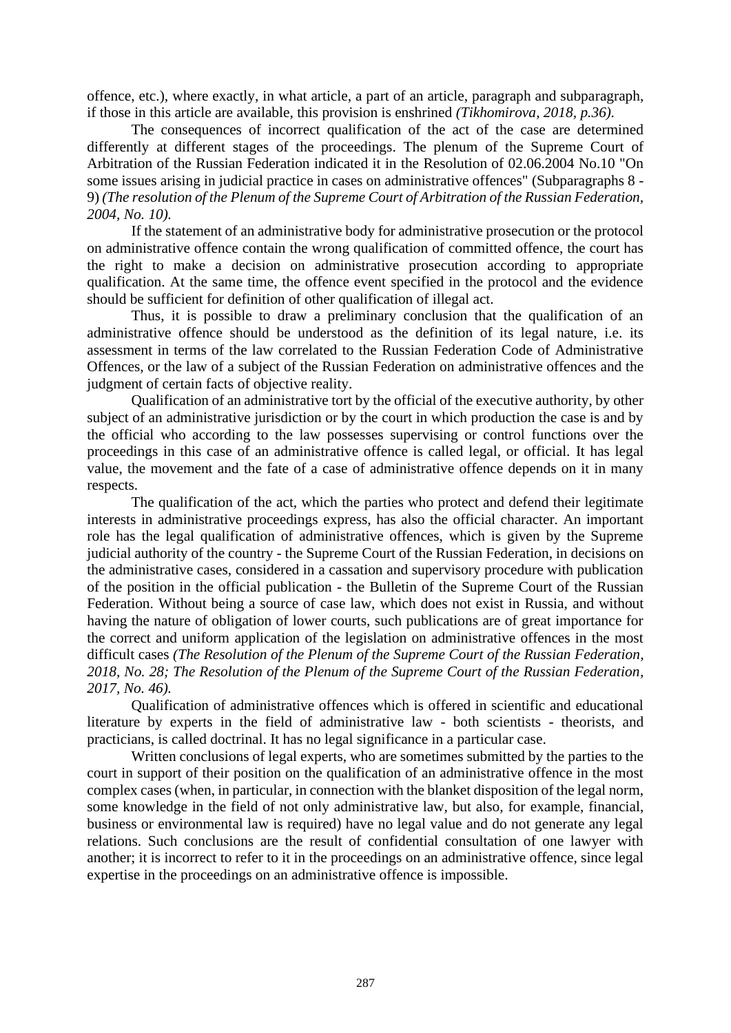offence, etc.), where exactly, in what article, a part of an article, paragraph and subparagraph, if those in this article are available, this provision is enshrined *(Tikhomirova, 2018, p.36).*

The consequences of incorrect qualification of the act of the case are determined differently at different stages of the proceedings. The plenum of the Supreme Court of Arbitration of the Russian Federation indicated it in the Resolution of 02.06.2004 No.10 "On some issues arising in judicial practice in cases on administrative offences" (Subparagraphs 8 - 9) *(The resolution of the Plenum of the Supreme Court of Arbitration of the Russian Federation, 2004, No. 10).*

If the statement of an administrative body for administrative prosecution or the protocol on administrative offence contain the wrong qualification of committed offence, the court has the right to make a decision on administrative prosecution according to appropriate qualification. At the same time, the offence event specified in the protocol and the evidence should be sufficient for definition of other qualification of illegal act.

Thus, it is possible to draw a preliminary conclusion that the qualification of an administrative offence should be understood as the definition of its legal nature, i.e. its assessment in terms of the law correlated to the Russian Federation Code of Administrative Offences, or the law of a subject of the Russian Federation on administrative offences and the judgment of certain facts of objective reality.

Qualification of an administrative tort by the official of the executive authority, by other subject of an administrative jurisdiction or by the court in which production the case is and by the official who according to the law possesses supervising or control functions over the proceedings in this case of an administrative offence is called legal, or official. It has legal value, the movement and the fate of a case of administrative offence depends on it in many respects.

The qualification of the act, which the parties who protect and defend their legitimate interests in administrative proceedings express, has also the official character. An important role has the legal qualification of administrative offences, which is given by the Supreme judicial authority of the country - the Supreme Court of the Russian Federation, in decisions on the administrative cases, considered in a cassation and supervisory procedure with publication of the position in the official publication - the Bulletin of the Supreme Court of the Russian Federation. Without being a source of case law, which does not exist in Russia, and without having the nature of obligation of lower courts, such publications are of great importance for the correct and uniform application of the legislation on administrative offences in the most difficult cases *(The Resolution of the Plenum of the Supreme Court of the Russian Federation, 2018, No. 28; The Resolution of the Plenum of the Supreme Court of the Russian Federation, 2017, No. 46).*

Qualification of administrative offences which is offered in scientific and educational literature by experts in the field of administrative law - both scientists - theorists, and practicians, is called doctrinal. It has no legal significance in a particular case.

Written conclusions of legal experts, who are sometimes submitted by the parties to the court in support of their position on the qualification of an administrative offence in the most complex cases (when, in particular, in connection with the blanket disposition of the legal norm, some knowledge in the field of not only administrative law, but also, for example, financial, business or environmental law is required) have no legal value and do not generate any legal relations. Such conclusions are the result of confidential consultation of one lawyer with another; it is incorrect to refer to it in the proceedings on an administrative offence, since legal expertise in the proceedings on an administrative offence is impossible.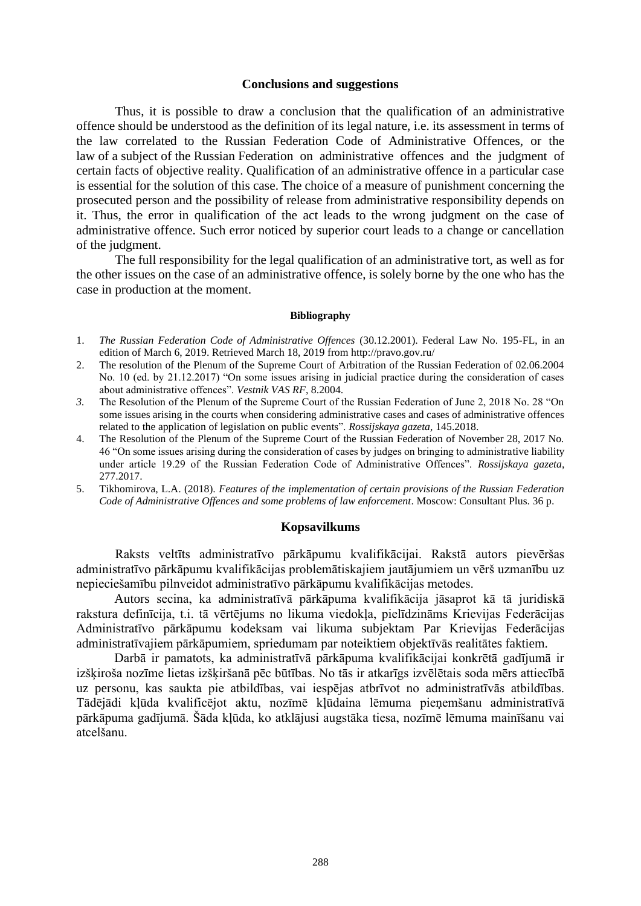## Conclusions and suggestions

Thus, it is possible to draw a conclusion that the qualification of an administrative offence should be understood as the definition of its legal nature, i.e. its assessment in terms of the law correlated to the Russian Federation Code of Administrative Offences, or the law of a subject of the Russian Federation on administrative offences and the judgment of certain facts of objective reality. Qualification of an administrative offence in a particular case is essential for the solution of this case. The choice of a measure of punishment concerning the prosecuted person and the possibility of release from administrative responsibility depends on it. Thus, the error in qualification of the act leads to the wrong judgment on the case of administrative offence. Such error noticed by superior court leads to a change or cancellation of the judgment.

The full responsibility for the legal qualification of an administrative tort, as well as for the other issues on the case of an administrative offence, is solely borne by the one who has the case in production at the moment.

### Bibliography

1. *The Russian Federation Code of Administrative Offences* (30.12.2001). Federal Law No. 195-FL, in an edition of March 6, 2019. Retrieved March 18, 2019 from http://pravo.gov.ru/
2. The resolution of the Plenum of the Supreme Court of Arbitration of the Russian Federation of 02.06.2004 No. 10 (ed. by 21.12.2017) "On some issues arising in judicial practice during the consideration of cases about administrative offences". *Vestnik VAS RF*, 8.2004.
3. The Resolution of the Plenum of the Supreme Court of the Russian Federation of June 2, 2018 No. 28 "On some issues arising in the courts when considering administrative cases and cases of administrative offences related to the application of legislation on public events". *Rossijskaya gazeta*, 145.2018.
4. The Resolution of the Plenum of the Supreme Court of the Russian Federation of November 28, 2017 No. 46 "On some issues arising during the consideration of cases by judges on bringing to administrative liability under article 19.29 of the Russian Federation Code of Administrative Offences". *Rossijskaya gazeta*, 277.2017.
5. Tikhomirova, L.A. (2018). *Features of the implementation of certain provisions of the Russian Federation Code of Administrative Offences and some problems of law enforcement*. Moscow: Consultant Plus. 36 p.

## Kopsavilkums

Raksts veltīts administratīvo pārkāpumu kvalifikācijai. Rakstā autors pievēršas administratīvo pārkāpumu kvalifikācijas problemātiskajiem jautājumiem un vērš uzmanību uz nepieciešamību pilnveidot administratīvo pārkāpumu kvalifikācijas metodes.

Autors secina, ka administratīvā pārkāpuma kvalifikācija jāsaprot kā tā juridiskā rakstura definīcija, t.i. tā vērtējums no likuma viedokļa, pielīdzināms Krievijas Federācijas Administratīvo pārkāpumu kodeksam vai likuma subjektam Par Krievijas Federācijas administratīvajiem pārkāpumiem, spriedumam par noteiktiem objektīvās realitātes faktiem.

Darbā ir pamatots, ka administratīvā pārkāpuma kvalifikācijai konkrētā gadījumā ir izšķiroša nozīme lietas izšķiršanā pēc būtības. No tās ir atkarīgs izvēlētais soda mērs attiecībā uz personu, kas saukta pie atbildības, vai iespējas atbrīvot no administratīvās atbildības. Tādējādi kļūda kvalificējot aktu, nozīmē kļūdaina lēmuma pieņemšanu administratīvā pārkāpuma gadījumā. Šāda kļūda, ko atklājusi augstāka tiesa, nozīmē lēmuma mainīšanu vai atcelšanu.